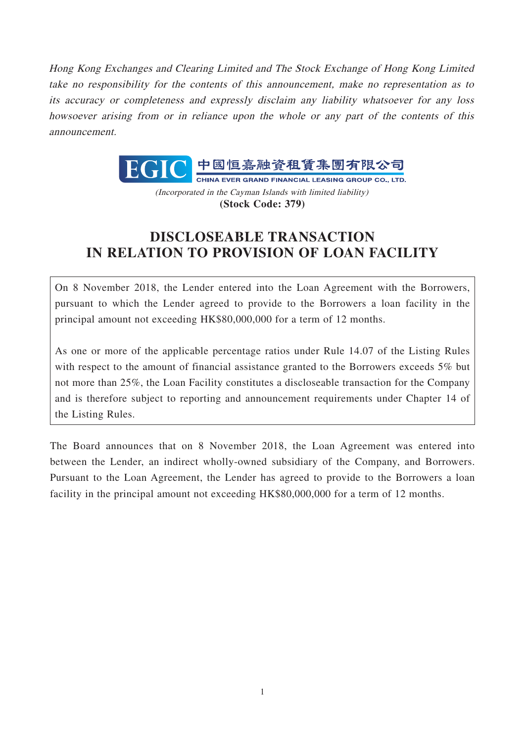*Hong Kong Exchanges and Clearing Limited and The Stock Exchange of Hong Kong Limited take no responsibility for the contents of this announcement, make no representation as to its accuracy or completeness and expressly disclaim any liability whatsoever for any loss howsoever arising from or in reliance upon the whole or any part of the contents of this announcement.*

**EGIC 中國恒嘉融資租賃集團有限公司**

**CHINA EVER GRAND FINANCIAL LEASING GROUP CO., LTD.**

*(Incorporated in the Cayman Islands with limited liability)*

**(Stock Code: 379)**

# DISCLOSEABLE TRANSACTION IN RELATION TO PROVISION OF LOAN FACILITY

On 8 November 2018, the Lender entered into the Loan Agreement with the Borrowers, pursuant to which the Lender agreed to provide to the Borrowers a loan facility in the principal amount not exceeding HK$80,000,000 for a term of 12 months.

As one or more of the applicable percentage ratios under Rule 14.07 of the Listing Rules with respect to the amount of financial assistance granted to the Borrowers exceeds 5% but not more than 25%, the Loan Facility constitutes a discloseable transaction for the Company and is therefore subject to reporting and announcement requirements under Chapter 14 of the Listing Rules.

The Board announces that on 8 November 2018, the Loan Agreement was entered into between the Lender, an indirect wholly-owned subsidiary of the Company, and Borrowers. Pursuant to the Loan Agreement, the Lender has agreed to provide to the Borrowers a loan facility in the principal amount not exceeding HK$80,000,000 for a term of 12 months.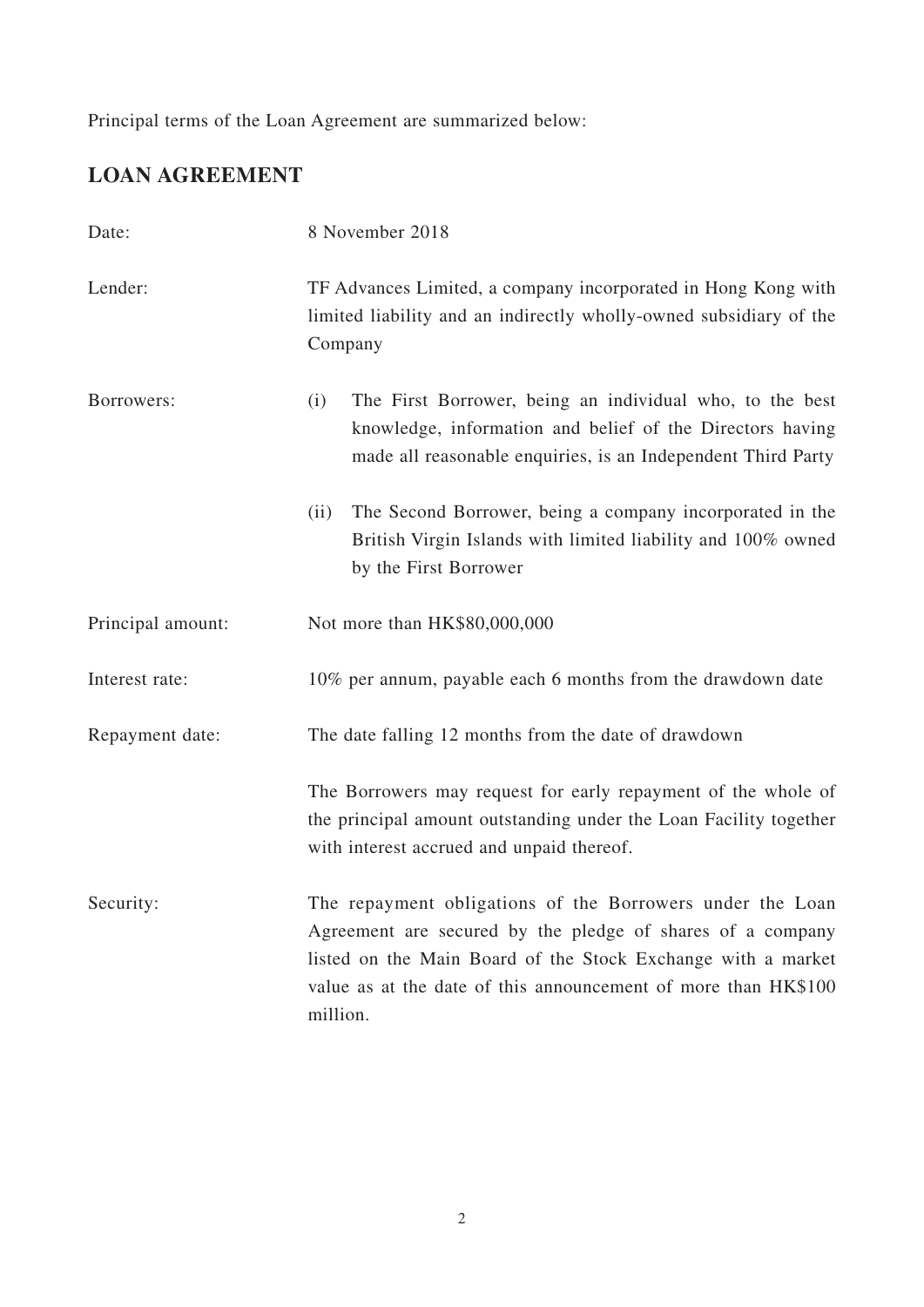Principal terms of the Loan Agreement are summarized below:

## LOAN AGREEMENT

| | |
|---|---|
| Date: | 8 November 2018 |
| Lender: | TF Advances Limited, a company incorporated in Hong Kong with limited liability and an indirectly wholly-owned subsidiary of the Company |
| Borrowers: | (i) The First Borrower, being an individual who, to the best knowledge, information and belief of the Directors having made all reasonable enquiries, is an Independent Third Party |
| | (ii) The Second Borrower, being a company incorporated in the British Virgin Islands with limited liability and 100% owned by the First Borrower |
| Principal amount: | Not more than HK$80,000,000 |
| Interest rate: | 10% per annum, payable each 6 months from the drawdown date |
| Repayment date: | The date falling 12 months from the date of drawdown |
| | The Borrowers may request for early repayment of the whole of the principal amount outstanding under the Loan Facility together with interest accrued and unpaid thereof. |
| Security: | The repayment obligations of the Borrowers under the Loan Agreement are secured by the pledge of shares of a company listed on the Main Board of the Stock Exchange with a market value as at the date of this announcement of more than HK$100 million. |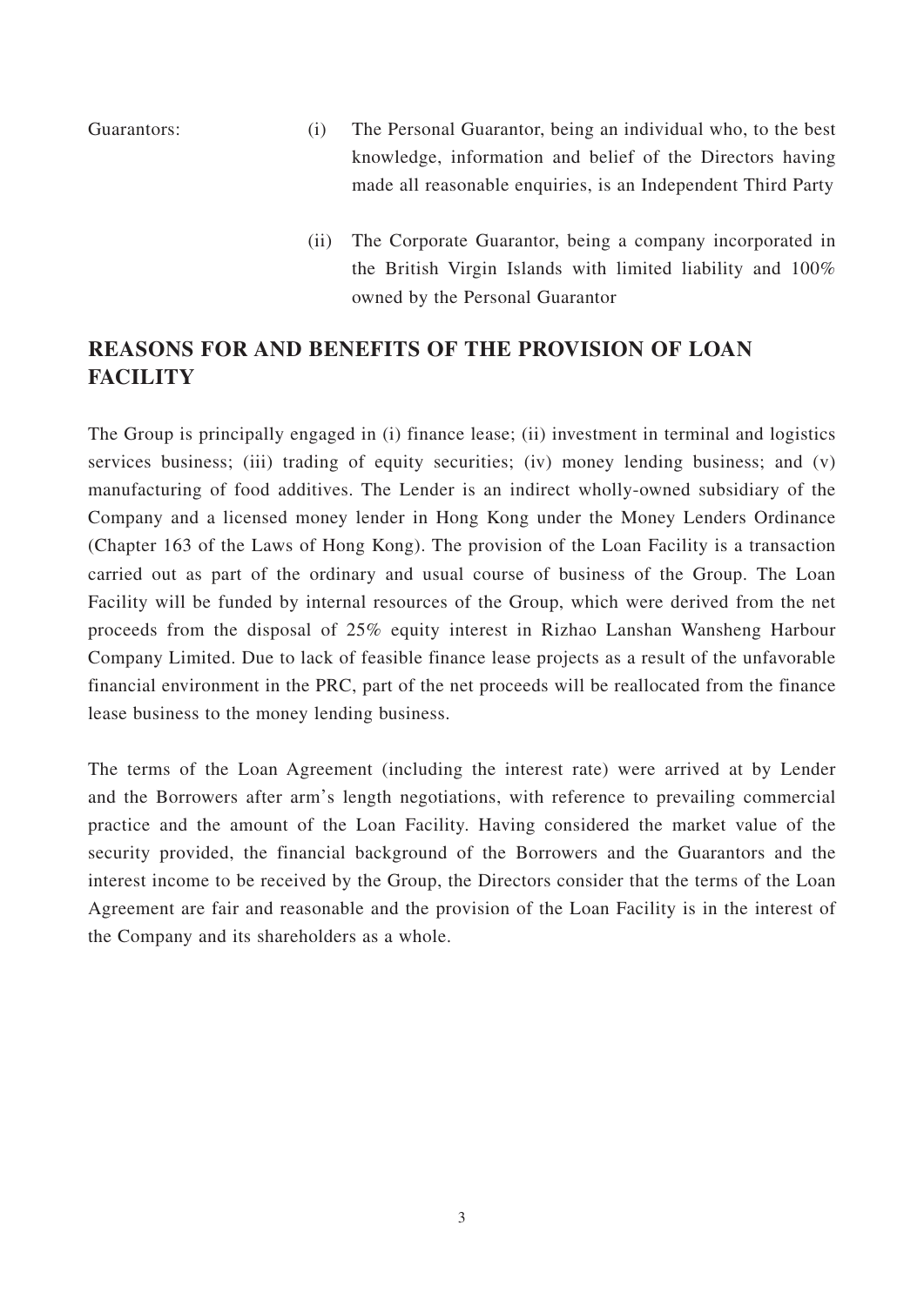Guarantors:

(i) The Personal Guarantor, being an individual who, to the best knowledge, information and belief of the Directors having made all reasonable enquiries, is an Independent Third Party

(ii) The Corporate Guarantor, being a company incorporated in the British Virgin Islands with limited liability and 100% owned by the Personal Guarantor

## REASONS FOR AND BENEFITS OF THE PROVISION OF LOAN FACILITY

The Group is principally engaged in (i) finance lease; (ii) investment in terminal and logistics services business; (iii) trading of equity securities; (iv) money lending business; and (v) manufacturing of food additives. The Lender is an indirect wholly-owned subsidiary of the Company and a licensed money lender in Hong Kong under the Money Lenders Ordinance (Chapter 163 of the Laws of Hong Kong). The provision of the Loan Facility is a transaction carried out as part of the ordinary and usual course of business of the Group. The Loan Facility will be funded by internal resources of the Group, which were derived from the net proceeds from the disposal of 25% equity interest in Rizhao Lanshan Wansheng Harbour Company Limited. Due to lack of feasible finance lease projects as a result of the unfavorable financial environment in the PRC, part of the net proceeds will be reallocated from the finance lease business to the money lending business.

The terms of the Loan Agreement (including the interest rate) were arrived at by Lender and the Borrowers after arm's length negotiations, with reference to prevailing commercial practice and the amount of the Loan Facility. Having considered the market value of the security provided, the financial background of the Borrowers and the Guarantors and the interest income to be received by the Group, the Directors consider that the terms of the Loan Agreement are fair and reasonable and the provision of the Loan Facility is in the interest of the Company and its shareholders as a whole.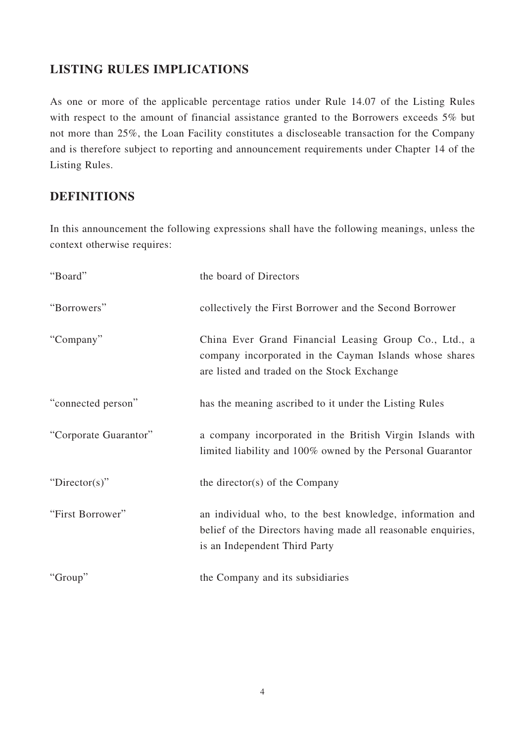## LISTING RULES IMPLICATIONS

As one or more of the applicable percentage ratios under Rule 14.07 of the Listing Rules with respect to the amount of financial assistance granted to the Borrowers exceeds 5% but not more than 25%, the Loan Facility constitutes a discloseable transaction for the Company and is therefore subject to reporting and announcement requirements under Chapter 14 of the Listing Rules.

## DEFINITIONS

In this announcement the following expressions shall have the following meanings, unless the context otherwise requires:

| | |
|---|---|
| "Board" | the board of Directors |
| "Borrowers" | collectively the First Borrower and the Second Borrower |
| "Company" | China Ever Grand Financial Leasing Group Co., Ltd., a company incorporated in the Cayman Islands whose shares are listed and traded on the Stock Exchange |
| "connected person" | has the meaning ascribed to it under the Listing Rules |
| "Corporate Guarantor" | a company incorporated in the British Virgin Islands with limited liability and 100% owned by the Personal Guarantor |
| "Director(s)" | the director(s) of the Company |
| "First Borrower" | an individual who, to the best knowledge, information and belief of the Directors having made all reasonable enquiries, is an Independent Third Party |
| "Group" | the Company and its subsidiaries |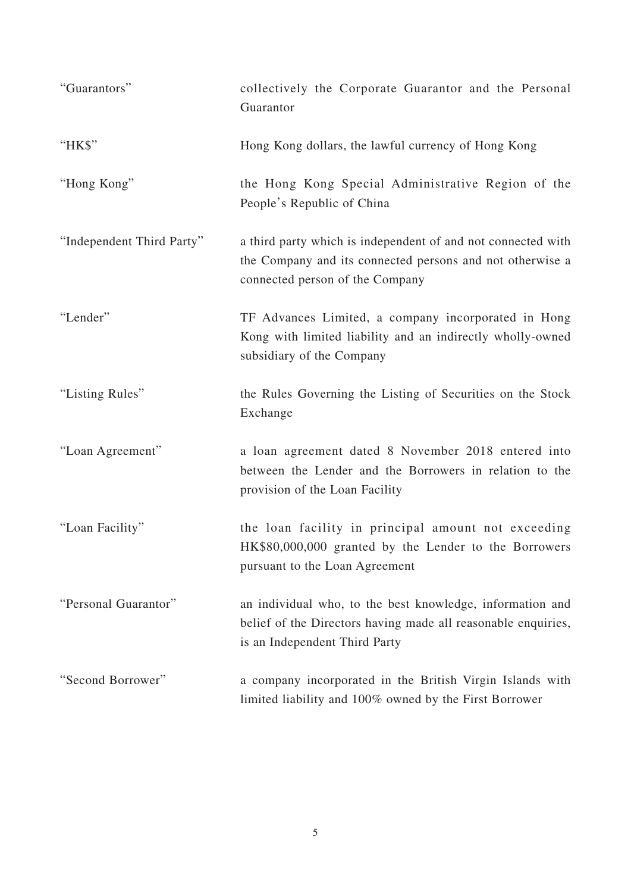| | |
|---|---|
| "Guarantors" | collectively the Corporate Guarantor and the Personal Guarantor |
| "HK$" | Hong Kong dollars, the lawful currency of Hong Kong |
| "Hong Kong" | the Hong Kong Special Administrative Region of the People's Republic of China |
| "Independent Third Party" | a third party which is independent of and not connected with the Company and its connected persons and not otherwise a connected person of the Company |
| "Lender" | TF Advances Limited, a company incorporated in Hong Kong with limited liability and an indirectly wholly-owned subsidiary of the Company |
| "Listing Rules" | the Rules Governing the Listing of Securities on the Stock Exchange |
| "Loan Agreement" | a loan agreement dated 8 November 2018 entered into between the Lender and the Borrowers in relation to the provision of the Loan Facility |
| "Loan Facility" | the loan facility in principal amount not exceeding HK$80,000,000 granted by the Lender to the Borrowers pursuant to the Loan Agreement |
| "Personal Guarantor" | an individual who, to the best knowledge, information and belief of the Directors having made all reasonable enquiries, is an Independent Third Party |
| "Second Borrower" | a company incorporated in the British Virgin Islands with limited liability and 100% owned by the First Borrower |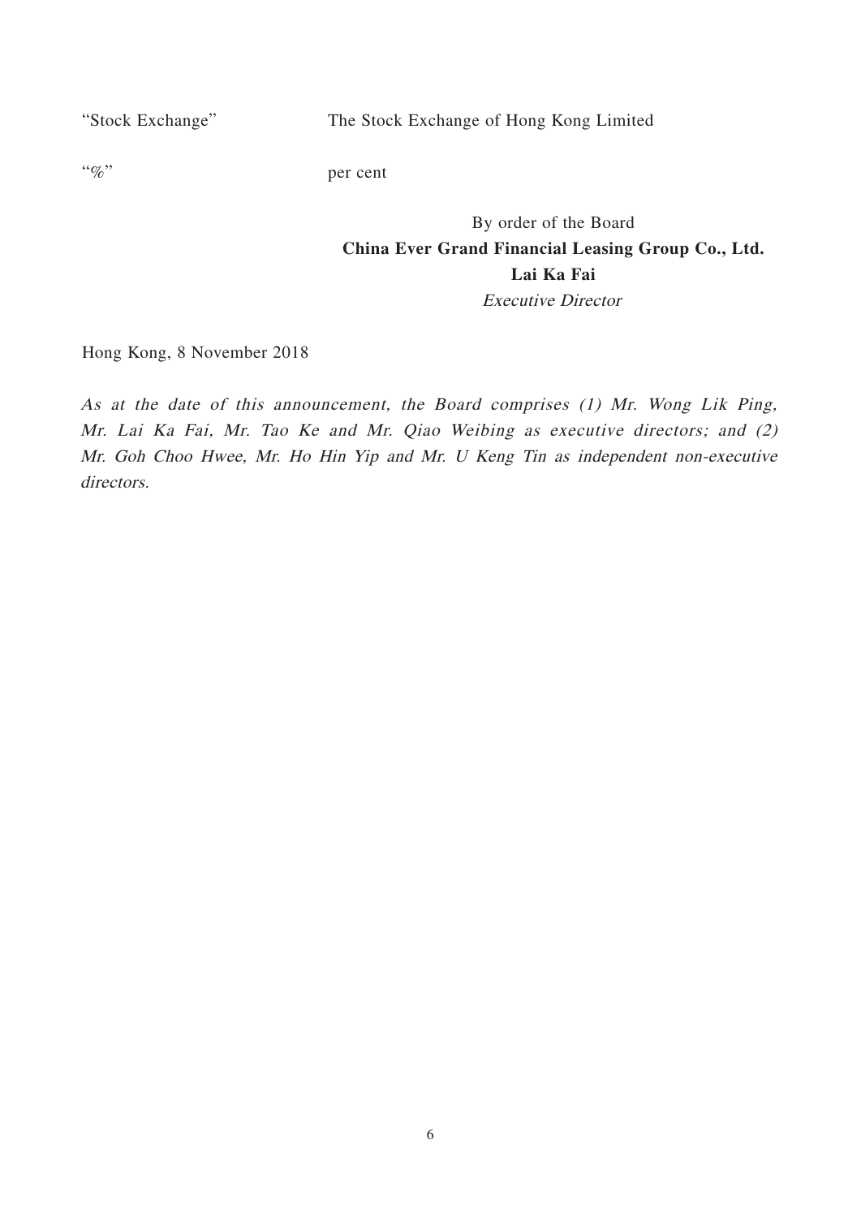| | |
|---|---|
| "Stock Exchange" | The Stock Exchange of Hong Kong Limited |
| "%" | per cent |

By order of the Board
**China Ever Grand Financial Leasing Group Co., Ltd.**
**Lai Ka Fai**
*Executive Director*

Hong Kong, 8 November 2018

*As at the date of this announcement, the Board comprises (1) Mr. Wong Lik Ping, Mr. Lai Ka Fai, Mr. Tao Ke and Mr. Qiao Weibing as executive directors; and (2) Mr. Goh Choo Hwee, Mr. Ho Hin Yip and Mr. U Keng Tin as independent non-executive directors.*